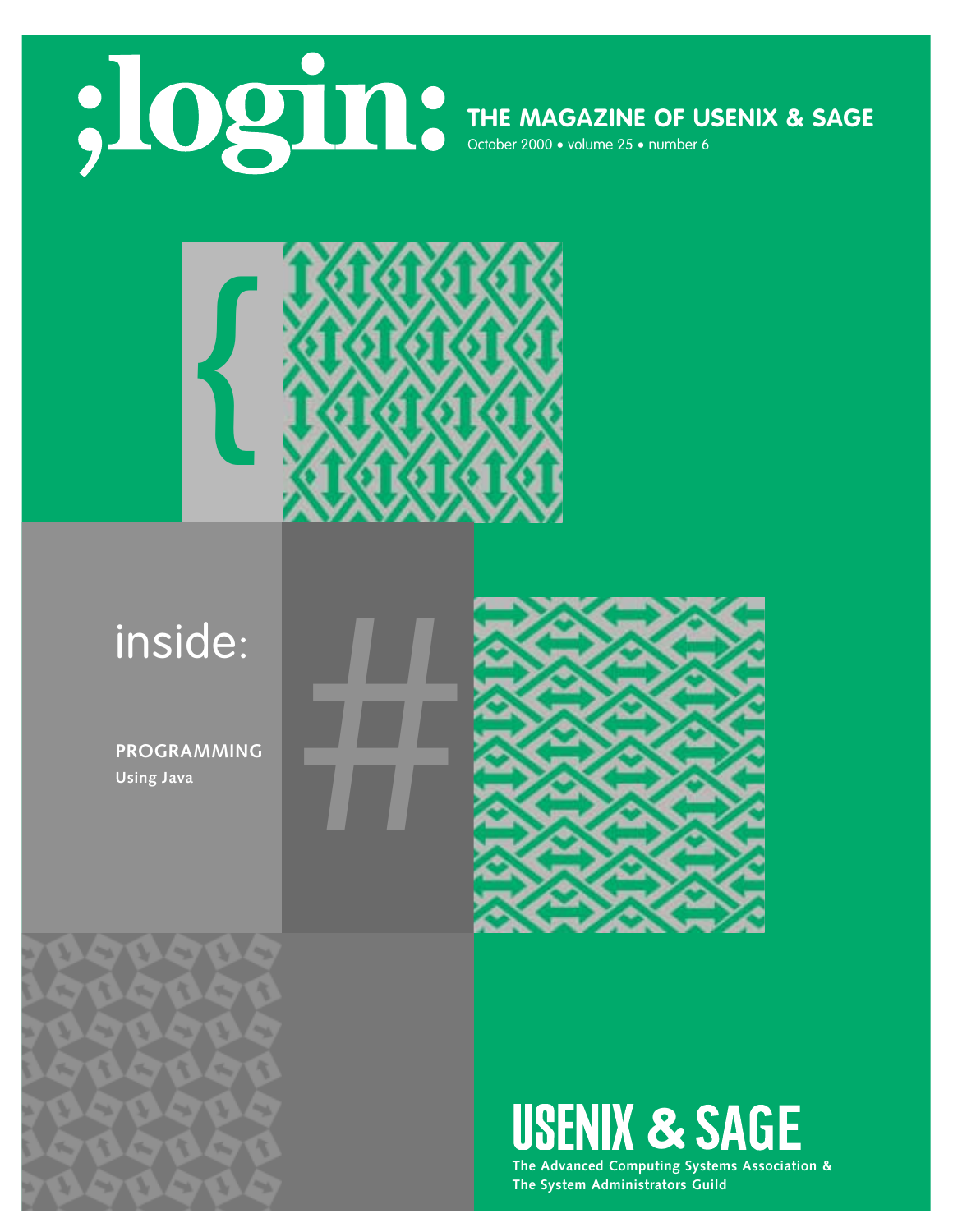# ;login:

**THE MAGAZINE OF USENIX & SAGE**

October 2000 • volume 25 • number 6

inside:

**PROGRAMMING**

**Using Java**

# USENIX & SAGE

**The Advanced Computing Systems Association & The System Administrators Guild**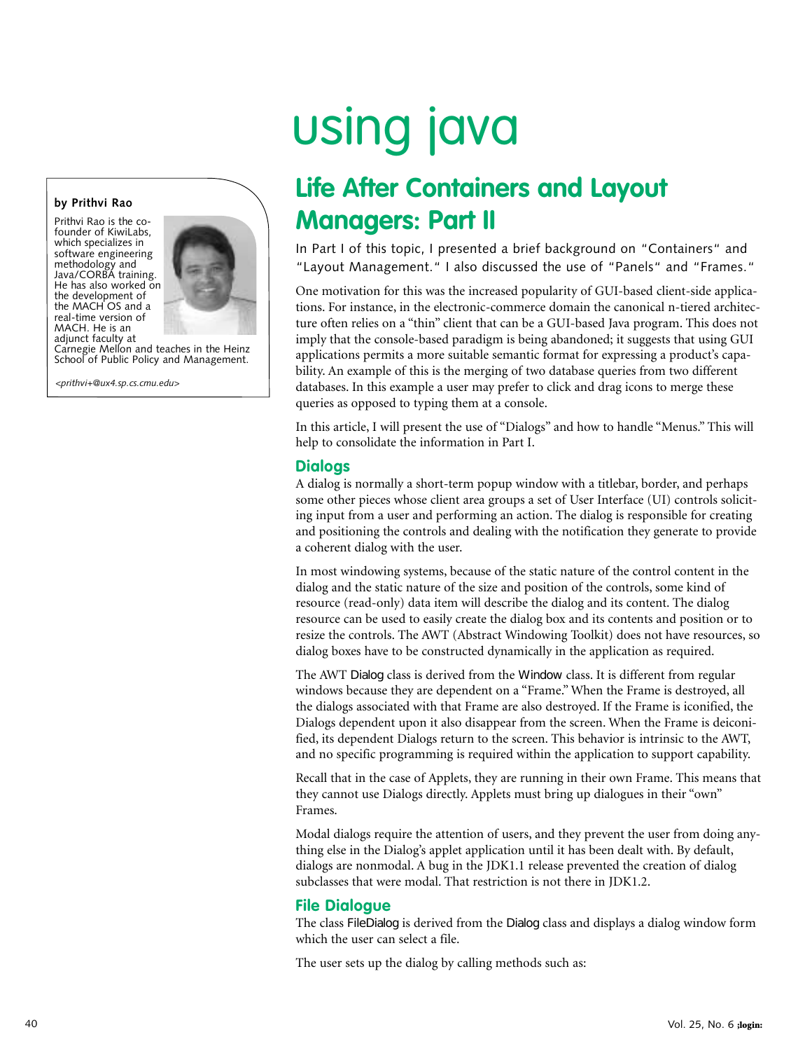# using java

## Life After Containers and Layout Managers: Part II

**by Prithvi Rao**

Prithvi Rao is the co-founder of KiwiLabs, which specializes in software engineering methodology and Java/CORBA training. He has also worked on the development of the MACH OS and a real-time version of MACH. He is an adjunct faculty at Carnegie Mellon and teaches in the Heinz School of Public Policy and Management.

*<prithvi+@ux4.sp.cs.cmu.edu>*

In Part I of this topic, I presented a brief background on "Containers" and "Layout Management." I also discussed the use of "Panels" and "Frames."

One motivation for this was the increased popularity of GUI-based client-side applications. For instance, in the electronic-commerce domain the canonical n-tiered architecture often relies on a "thin" client that can be a GUI-based Java program. This does not imply that the console-based paradigm is being abandoned; it suggests that using GUI applications permits a more suitable semantic format for expressing a product's capability. An example of this is the merging of two database queries from two different databases. In this example a user may prefer to click and drag icons to merge these queries as opposed to typing them at a console.

In this article, I will present the use of "Dialogs" and how to handle "Menus." This will help to consolidate the information in Part I.

### Dialogs

A dialog is normally a short-term popup window with a titlebar, border, and perhaps some other pieces whose client area groups a set of User Interface (UI) controls soliciting input from a user and performing an action. The dialog is responsible for creating and positioning the controls and dealing with the notification they generate to provide a coherent dialog with the user.

In most windowing systems, because of the static nature of the control content in the dialog and the static nature of the size and position of the controls, some kind of resource (read-only) data item will describe the dialog and its content. The dialog resource can be used to easily create the dialog box and its contents and position or to resize the controls. The AWT (Abstract Windowing Toolkit) does not have resources, so dialog boxes have to be constructed dynamically in the application as required.

The AWT Dialog class is derived from the Window class. It is different from regular windows because they are dependent on a "Frame." When the Frame is destroyed, all the dialogs associated with that Frame are also destroyed. If the Frame is iconified, the Dialogs dependent upon it also disappear from the screen. When the Frame is deiconified, its dependent Dialogs return to the screen. This behavior is intrinsic to the AWT, and no specific programming is required within the application to support capability.

Recall that in the case of Applets, they are running in their own Frame. This means that they cannot use Dialogs directly. Applets must bring up dialogues in their "own" Frames.

Modal dialogs require the attention of users, and they prevent the user from doing anything else in the Dialog's applet application until it has been dealt with. By default, dialogs are nonmodal. A bug in the JDK1.1 release prevented the creation of dialog subclasses that were modal. That restriction is not there in JDK1.2.

### File Dialogue

The class FileDialog is derived from the Dialog class and displays a dialog window form which the user can select a file.

The user sets up the dialog by calling methods such as: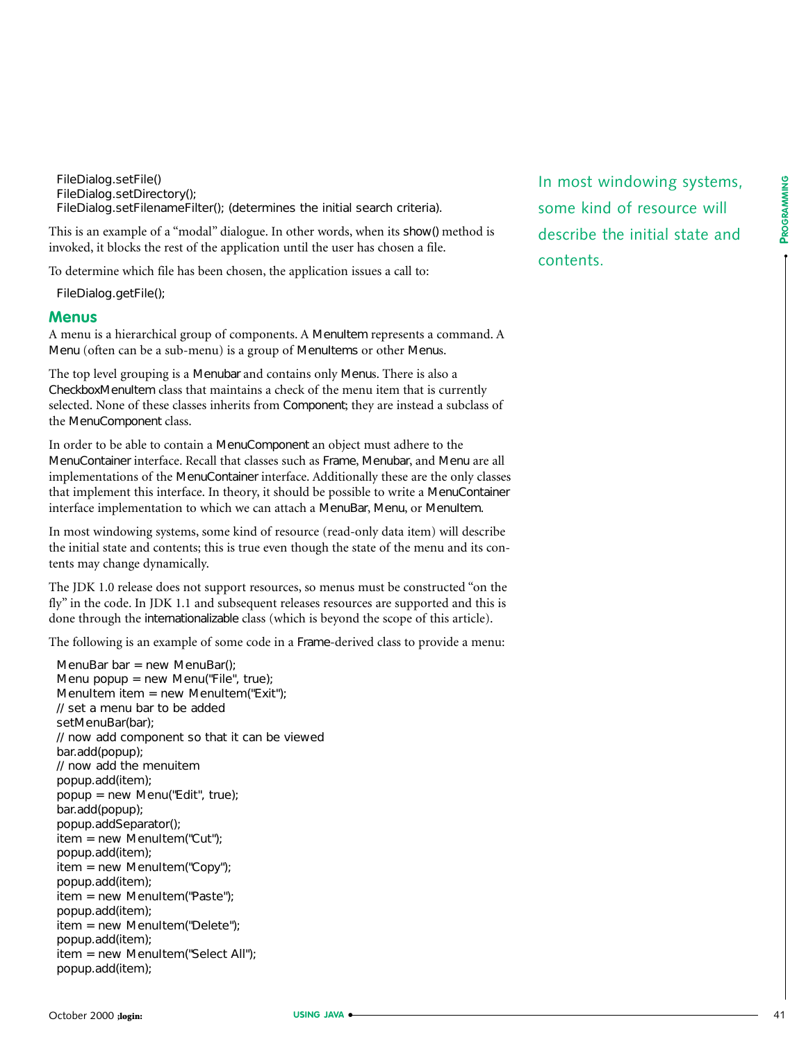```
FileDialog.setFile()
FileDialog.setDirectory();
FileDialog.setFilenameFilter(); (determines the initial search criteria).
```

This is an example of a "modal" dialogue. In other words, when its show() method is invoked, it blocks the rest of the application until the user has chosen a file.

To determine which file has been chosen, the application issues a call to:

```
FileDialog.getFile();
```

## Menus

A menu is a hierarchical group of components. A MenuItem represents a command. A Menu (often can be a sub-menu) is a group of MenuItems or other Menus.

The top level grouping is a Menubar and contains only Menus. There is also a CheckboxMenuItem class that maintains a check of the menu item that is currently selected. None of these classes inherits from Component; they are instead a subclass of the MenuComponent class.

In order to be able to contain a MenuComponent an object must adhere to the MenuContainer interface. Recall that classes such as Frame, Menubar, and Menu are all implementations of the MenuContainer interface. Additionally these are the only classes that implement this interface. In theory, it should be possible to write a MenuContainer interface implementation to which we can attach a MenuBar, Menu, or MenuItem.

In most windowing systems, some kind of resource (read-only data item) will describe the initial state and contents; this is true even though the state of the menu and its contents may change dynamically.

*In most windowing systems, some kind of resource will describe the initial state and contents.*

The JDK 1.0 release does not support resources, so menus must be constructed "on the fly" in the code. In JDK 1.1 and subsequent releases resources are supported and this is done through the internationalizable class (which is beyond the scope of this article).

The following is an example of some code in a Frame-derived class to provide a menu:

```
MenuBar bar = new MenuBar();
Menu popup = new Menu("File", true);
MenuItem item = new MenuItem("Exit");
// set a menu bar to be added
setMenuBar(bar);
// now add component so that it can be viewed
bar.add(popup);
// now add the menuitem
popup.add(item);
popup = new Menu("Edit", true);
bar.add(popup);
popup.addSeparator();
item = new MenuItem("Cut");
popup.add(item);
item = new MenuItem("Copy");
popup.add(item);
item = new MenuItem("Paste");
popup.add(item);
item = new MenuItem("Delete");
popup.add(item);
item = new MenuItem("Select All");
popup.add(item);
```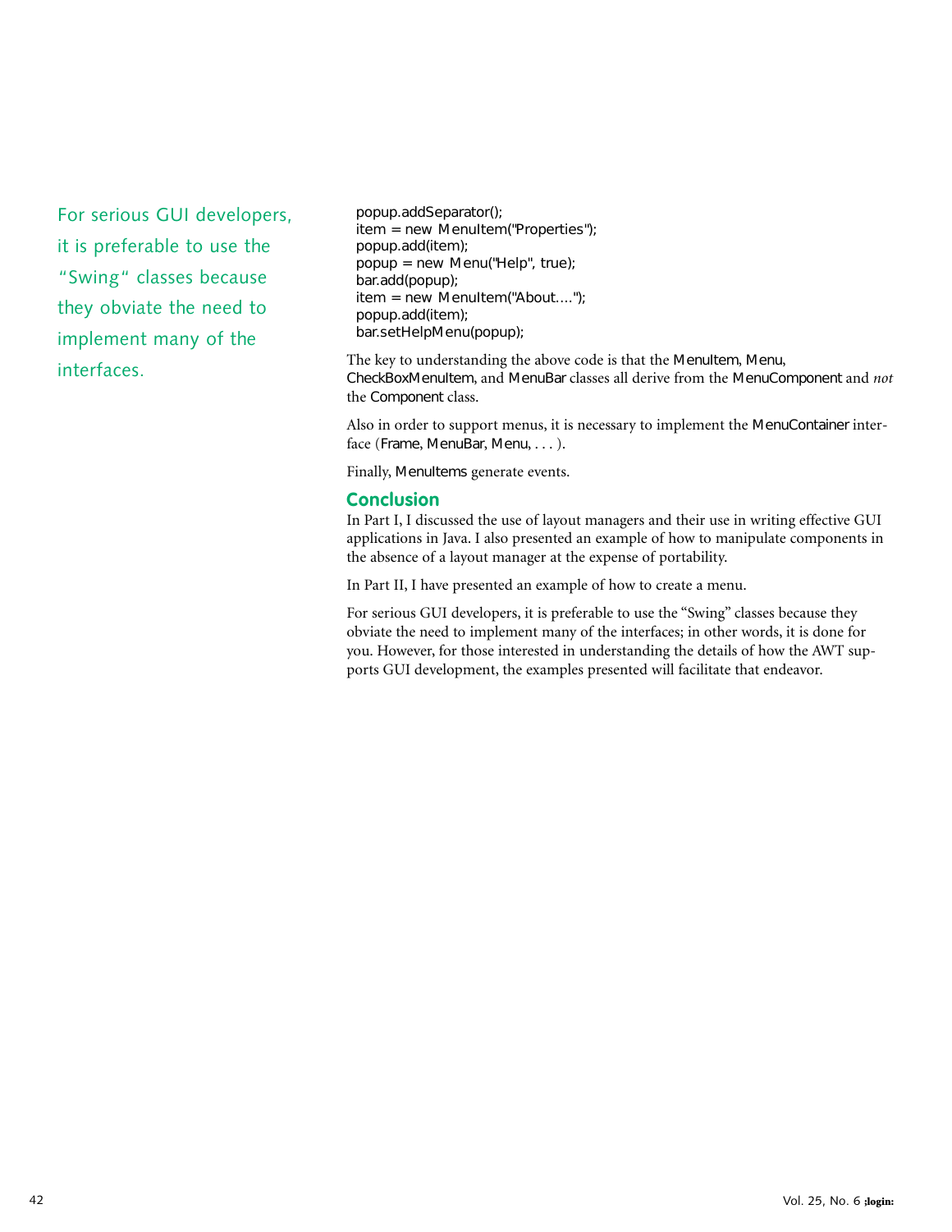For serious GUI developers, it is preferable to use the "Swing" classes because they obviate the need to implement many of the interfaces.

```
popup.addSeparator();
item = new MenuItem("Properties");
popup.add(item);
popup = new Menu("Help", true);
bar.add(popup);
item = new MenuItem("About....");
popup.add(item);
bar.setHelpMenu(popup);
```

The key to understanding the above code is that the MenuItem, Menu, CheckBoxMenuItem, and MenuBar classes all derive from the MenuComponent and *not* the Component class.

Also in order to support menus, it is necessary to implement the MenuContainer interface (Frame, MenuBar, Menu, . . . ).

Finally, MenuItems generate events.

## Conclusion

In Part I, I discussed the use of layout managers and their use in writing effective GUI applications in Java. I also presented an example of how to manipulate components in the absence of a layout manager at the expense of portability.

In Part II, I have presented an example of how to create a menu.

For serious GUI developers, it is preferable to use the "Swing" classes because they obviate the need to implement many of the interfaces; in other words, it is done for you. However, for those interested in understanding the details of how the AWT supports GUI development, the examples presented will facilitate that endeavor.